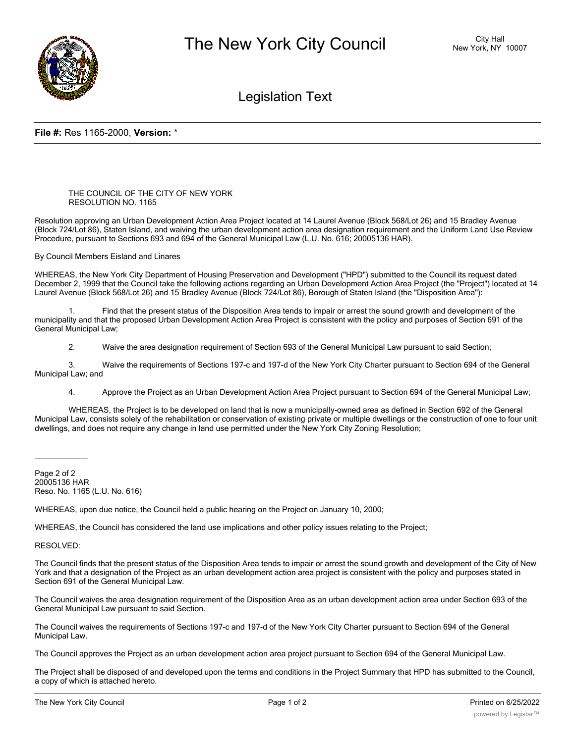# The New York City Council

City Hall
New York, NY 10007

## Legislation Text

**File #:** Res 1165-2000, **Version:** *

THE COUNCIL OF THE CITY OF NEW YORK
RESOLUTION NO. 1165

Resolution approving an Urban Development Action Area Project located at 14 Laurel Avenue (Block 568/Lot 26) and 15 Bradley Avenue (Block 724/Lot 86), Staten Island, and waiving the urban development action area designation requirement and the Uniform Land Use Review Procedure, pursuant to Sections 693 and 694 of the General Municipal Law (L.U. No. 616; 20005136 HAR).

By Council Members Eisland and Linares

WHEREAS, the New York City Department of Housing Preservation and Development ("HPD") submitted to the Council its request dated December 2, 1999 that the Council take the following actions regarding an Urban Development Action Area Project (the "Project") located at 14 Laurel Avenue (Block 568/Lot 26) and 15 Bradley Avenue (Block 724/Lot 86), Borough of Staten Island (the "Disposition Area"):

1. Find that the present status of the Disposition Area tends to impair or arrest the sound growth and development of the municipality and that the proposed Urban Development Action Area Project is consistent with the policy and purposes of Section 691 of the General Municipal Law;

2. Waive the area designation requirement of Section 693 of the General Municipal Law pursuant to said Section;

3. Waive the requirements of Sections 197-c and 197-d of the New York City Charter pursuant to Section 694 of the General Municipal Law; and

4. Approve the Project as an Urban Development Action Area Project pursuant to Section 694 of the General Municipal Law;

WHEREAS, the Project is to be developed on land that is now a municipally-owned area as defined in Section 692 of the General Municipal Law, consists solely of the rehabilitation or conservation of existing private or multiple dwellings or the construction of one to four unit dwellings, and does not require any change in land use permitted under the New York City Zoning Resolution;

---

Page 2 of 2
20005136 HAR
Reso. No. 1165 (L.U. No. 616)

WHEREAS, upon due notice, the Council held a public hearing on the Project on January 10, 2000;

WHEREAS, the Council has considered the land use implications and other policy issues relating to the Project;

RESOLVED:

The Council finds that the present status of the Disposition Area tends to impair or arrest the sound growth and development of the City of New York and that a designation of the Project as an urban development action area project is consistent with the policy and purposes stated in Section 691 of the General Municipal Law.

The Council waives the area designation requirement of the Disposition Area as an urban development action area under Section 693 of the General Municipal Law pursuant to said Section.

The Council waives the requirements of Sections 197-c and 197-d of the New York City Charter pursuant to Section 694 of the General Municipal Law.

The Council approves the Project as an urban development action area project pursuant to Section 694 of the General Municipal Law.

The Project shall be disposed of and developed upon the terms and conditions in the Project Summary that HPD has submitted to the Council, a copy of which is attached hereto.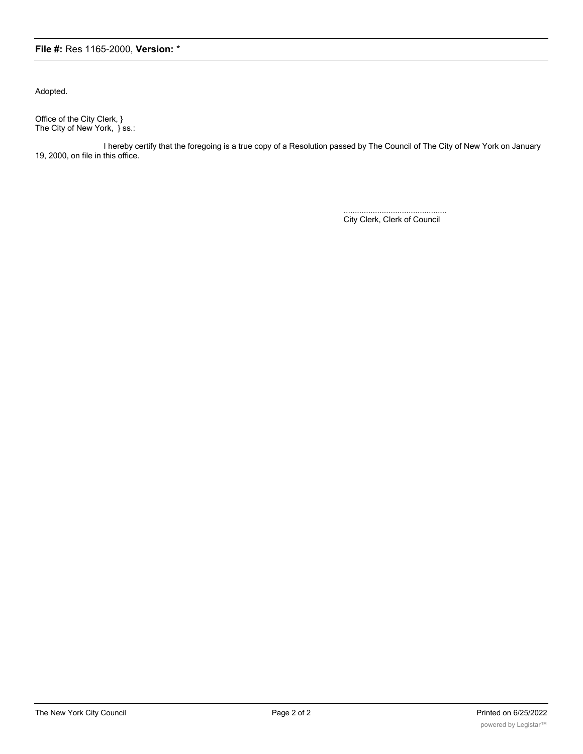Adopted.

Office of the City Clerk, }
The City of New York, } ss.:

I hereby certify that the foregoing is a true copy of a Resolution passed by The Council of The City of New York on January 19, 2000, on file in this office.

.............................................
City Clerk, Clerk of Council